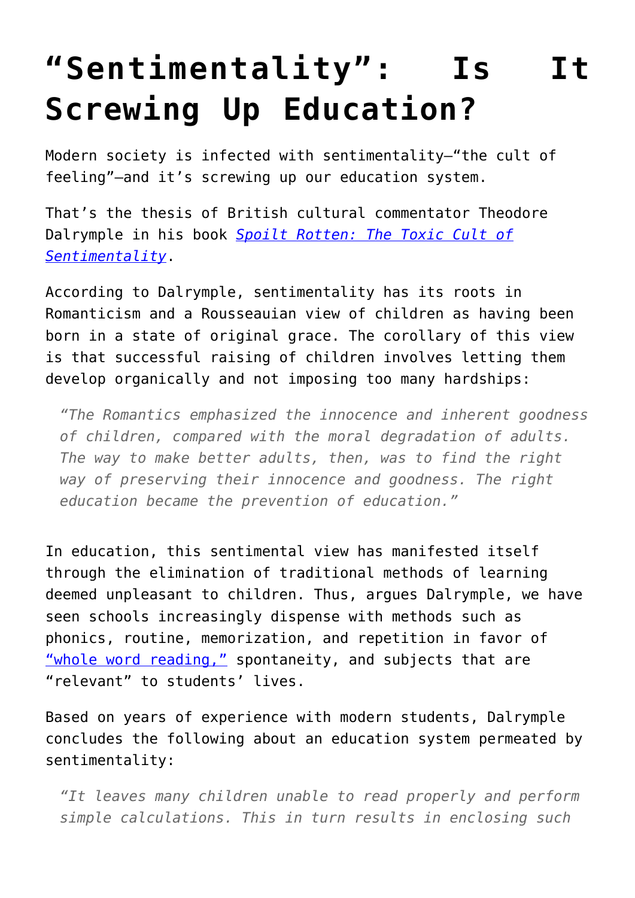# "Sentimentality": Is It Screwing Up Education?

Modern society is infected with sentimentality—"the cult of feeling"—and it's screwing up our education system.

That's the thesis of British cultural commentator Theodore Dalrymple in his book *Spoilt Rotten: The Toxic Cult of Sentimentality*.

According to Dalrymple, sentimentality has its roots in Romanticism and a Rousseauian view of children as having been born in a state of original grace. The corollary of this view is that successful raising of children involves letting them develop organically and not imposing too many hardships:

> *"The Romantics emphasized the innocence and inherent goodness of children, compared with the moral degradation of adults. The way to make better adults, then, was to find the right way of preserving their innocence and goodness. The right education became the prevention of education."*

In education, this sentimental view has manifested itself through the elimination of traditional methods of learning deemed unpleasant to children. Thus, argues Dalrymple, we have seen schools increasingly dispense with methods such as phonics, routine, memorization, and repetition in favor of "whole word reading," spontaneity, and subjects that are "relevant" to students' lives.

Based on years of experience with modern students, Dalrymple concludes the following about an education system permeated by sentimentality:

> *"It leaves many children unable to read properly and perform simple calculations. This in turn results in enclosing such*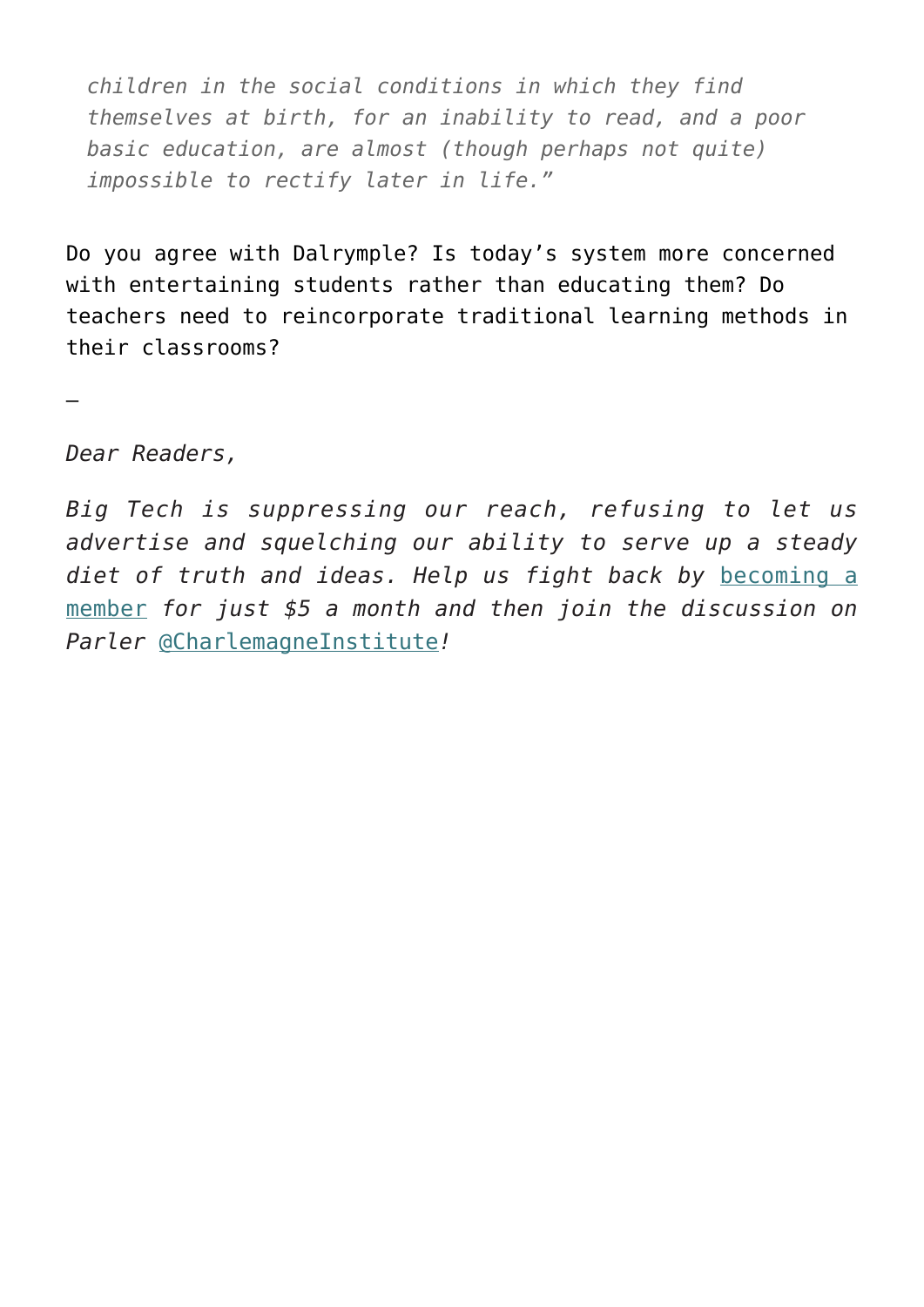> *children in the social conditions in which they find themselves at birth, for an inability to read, and a poor basic education, are almost (though perhaps not quite) impossible to rectify later in life."*

Do you agree with Dalrymple? Is today's system more concerned with entertaining students rather than educating them? Do teachers need to reincorporate traditional learning methods in their classrooms?

—

*Dear Readers,*

*Big Tech is suppressing our reach, refusing to let us advertise and squelching our ability to serve up a steady diet of truth and ideas. Help us fight back by* becoming a member *for just $5 a month and then join the discussion on Parler* @CharlemagneInstitute*!*